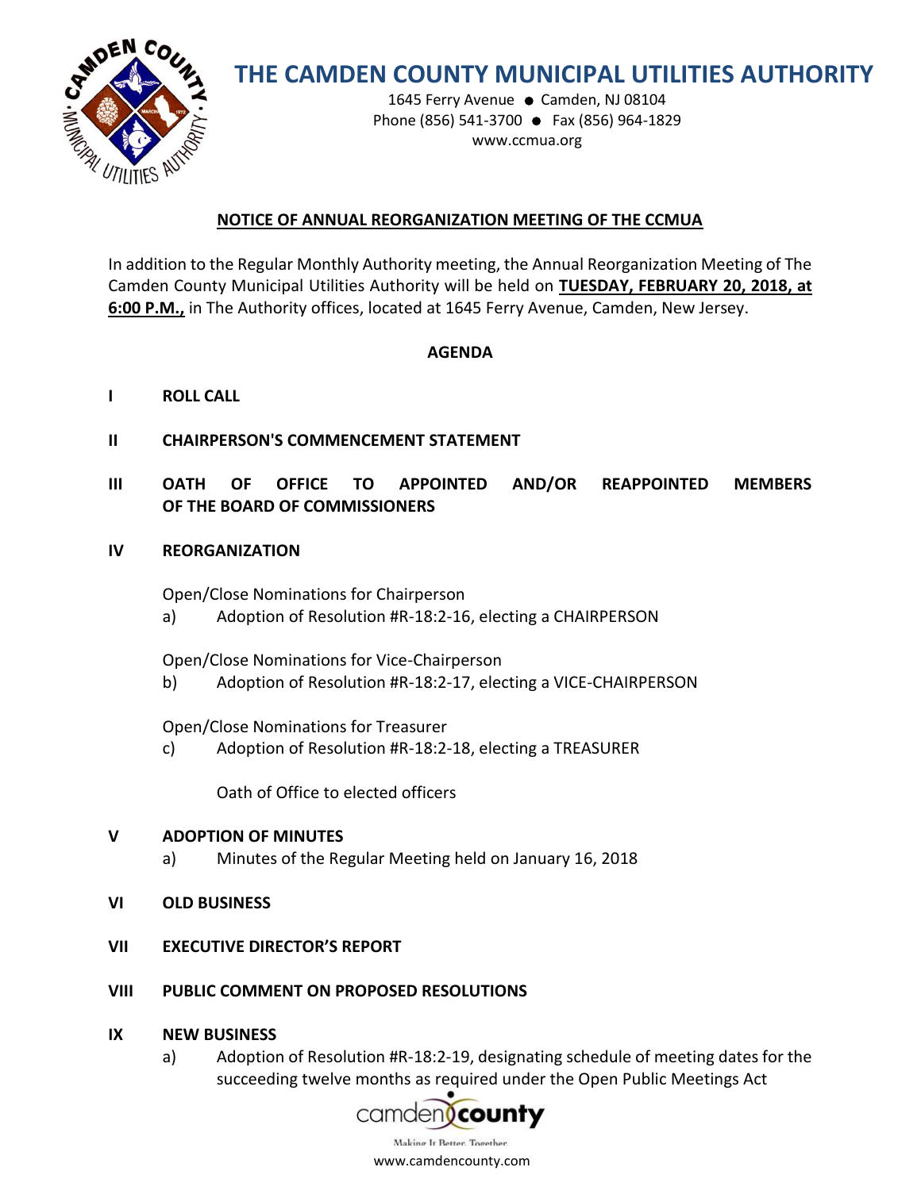# THE CAMDEN COUNTY MUNICIPAL UTILITIES AUTHORITY

1645 Ferry Avenue ● Camden, NJ 08104
Phone (856) 541-3700 ● Fax (856) 964-1829
www.ccmua.org

## NOTICE OF ANNUAL REORGANIZATION MEETING OF THE CCMUA

In addition to the Regular Monthly Authority meeting, the Annual Reorganization Meeting of The Camden County Municipal Utilities Authority will be held on **TUESDAY, FEBRUARY 20, 2018, at 6:00 P.M.,** in The Authority offices, located at 1645 Ferry Avenue, Camden, New Jersey.

### AGENDA

**I ROLL CALL**

**II CHAIRPERSON'S COMMENCEMENT STATEMENT**

**III OATH OF OFFICE TO APPOINTED AND/OR REAPPOINTED MEMBERS OF THE BOARD OF COMMISSIONERS**

**IV REORGANIZATION**

Open/Close Nominations for Chairperson

a) Adoption of Resolution #R-18:2-16, electing a CHAIRPERSON

Open/Close Nominations for Vice-Chairperson

b) Adoption of Resolution #R-18:2-17, electing a VICE-CHAIRPERSON

Open/Close Nominations for Treasurer

c) Adoption of Resolution #R-18:2-18, electing a TREASURER

Oath of Office to elected officers

**V ADOPTION OF MINUTES**

a) Minutes of the Regular Meeting held on January 16, 2018

**VI OLD BUSINESS**

**VII EXECUTIVE DIRECTOR'S REPORT**

**VIII PUBLIC COMMENT ON PROPOSED RESOLUTIONS**

**IX NEW BUSINESS**

a) Adoption of Resolution #R-18:2-19, designating schedule of meeting dates for the succeeding twelve months as required under the Open Public Meetings Act

camden county
Making It Better, Together.
www.camdencounty.com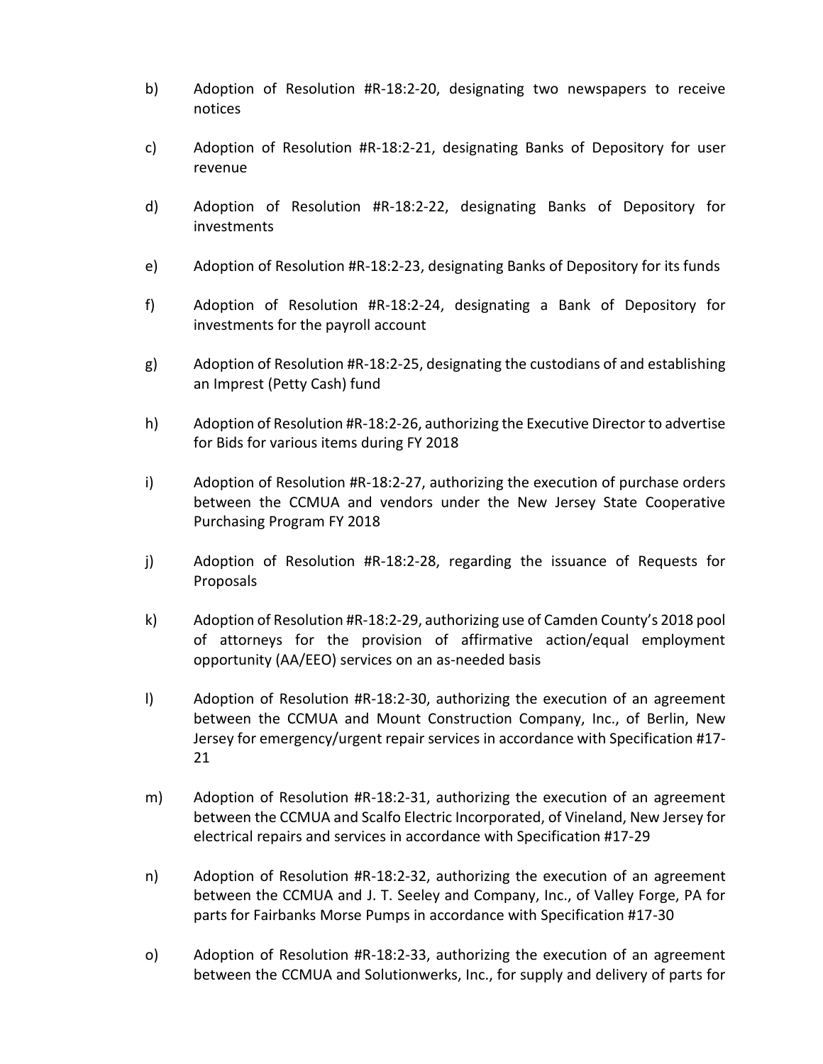b) Adoption of Resolution #R-18:2-20, designating two newspapers to receive notices

c) Adoption of Resolution #R-18:2-21, designating Banks of Depository for user revenue

d) Adoption of Resolution #R-18:2-22, designating Banks of Depository for investments

e) Adoption of Resolution #R-18:2-23, designating Banks of Depository for its funds

f) Adoption of Resolution #R-18:2-24, designating a Bank of Depository for investments for the payroll account

g) Adoption of Resolution #R-18:2-25, designating the custodians of and establishing an Imprest (Petty Cash) fund

h) Adoption of Resolution #R-18:2-26, authorizing the Executive Director to advertise for Bids for various items during FY 2018

i) Adoption of Resolution #R-18:2-27, authorizing the execution of purchase orders between the CCMUA and vendors under the New Jersey State Cooperative Purchasing Program FY 2018

j) Adoption of Resolution #R-18:2-28, regarding the issuance of Requests for Proposals

k) Adoption of Resolution #R-18:2-29, authorizing use of Camden County's 2018 pool of attorneys for the provision of affirmative action/equal employment opportunity (AA/EEO) services on an as-needed basis

l) Adoption of Resolution #R-18:2-30, authorizing the execution of an agreement between the CCMUA and Mount Construction Company, Inc., of Berlin, New Jersey for emergency/urgent repair services in accordance with Specification #17-21

m) Adoption of Resolution #R-18:2-31, authorizing the execution of an agreement between the CCMUA and Scalfo Electric Incorporated, of Vineland, New Jersey for electrical repairs and services in accordance with Specification #17-29

n) Adoption of Resolution #R-18:2-32, authorizing the execution of an agreement between the CCMUA and J. T. Seeley and Company, Inc., of Valley Forge, PA for parts for Fairbanks Morse Pumps in accordance with Specification #17-30

o) Adoption of Resolution #R-18:2-33, authorizing the execution of an agreement between the CCMUA and Solutionwerks, Inc., for supply and delivery of parts for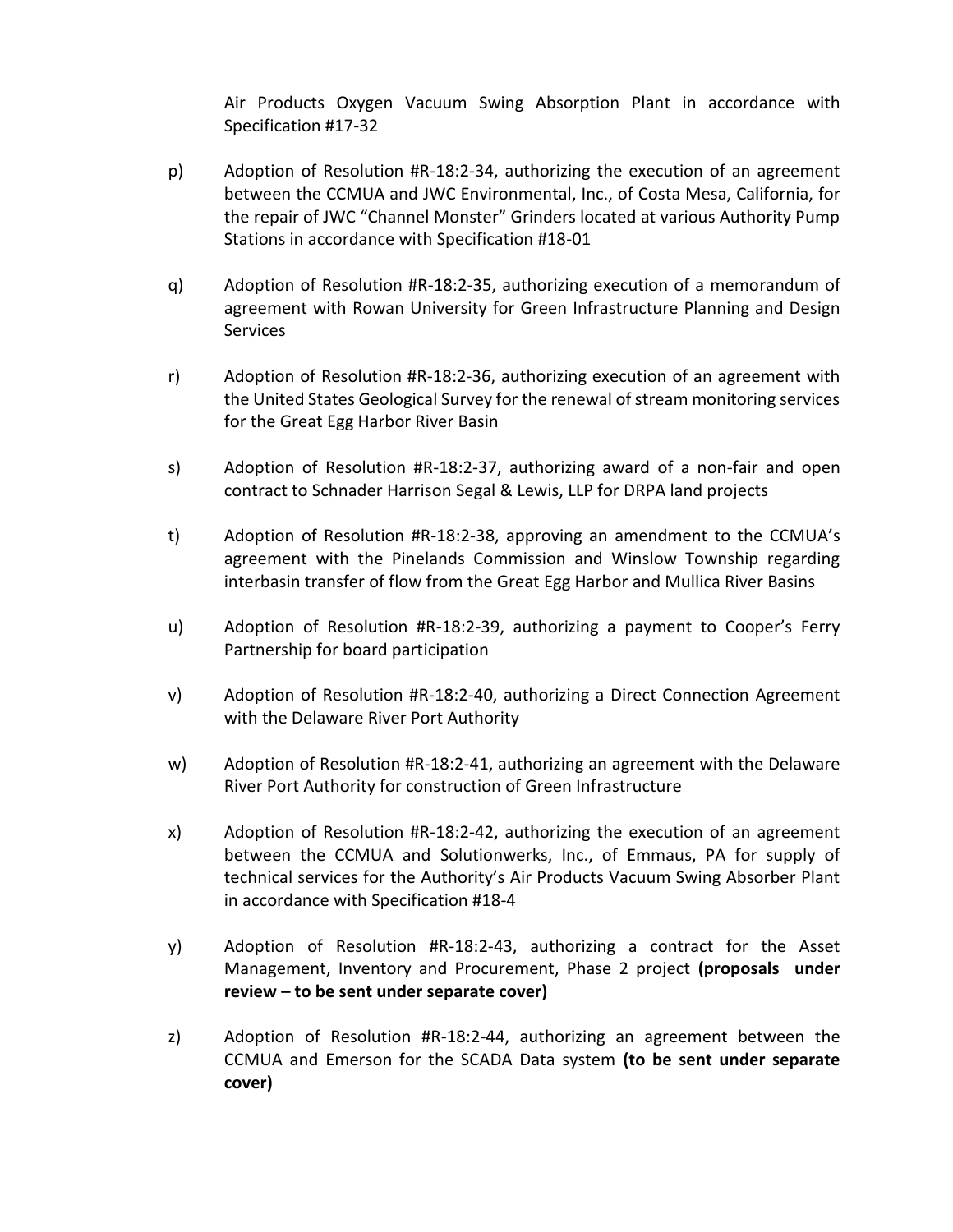Air Products Oxygen Vacuum Swing Absorption Plant in accordance with Specification #17-32

p) Adoption of Resolution #R-18:2-34, authorizing the execution of an agreement between the CCMUA and JWC Environmental, Inc., of Costa Mesa, California, for the repair of JWC "Channel Monster" Grinders located at various Authority Pump Stations in accordance with Specification #18-01

q) Adoption of Resolution #R-18:2-35, authorizing execution of a memorandum of agreement with Rowan University for Green Infrastructure Planning and Design Services

r) Adoption of Resolution #R-18:2-36, authorizing execution of an agreement with the United States Geological Survey for the renewal of stream monitoring services for the Great Egg Harbor River Basin

s) Adoption of Resolution #R-18:2-37, authorizing award of a non-fair and open contract to Schnader Harrison Segal & Lewis, LLP for DRPA land projects

t) Adoption of Resolution #R-18:2-38, approving an amendment to the CCMUA's agreement with the Pinelands Commission and Winslow Township regarding interbasin transfer of flow from the Great Egg Harbor and Mullica River Basins

u) Adoption of Resolution #R-18:2-39, authorizing a payment to Cooper's Ferry Partnership for board participation

v) Adoption of Resolution #R-18:2-40, authorizing a Direct Connection Agreement with the Delaware River Port Authority

w) Adoption of Resolution #R-18:2-41, authorizing an agreement with the Delaware River Port Authority for construction of Green Infrastructure

x) Adoption of Resolution #R-18:2-42, authorizing the execution of an agreement between the CCMUA and Solutionwerks, Inc., of Emmaus, PA for supply of technical services for the Authority's Air Products Vacuum Swing Absorber Plant in accordance with Specification #18-4

y) Adoption of Resolution #R-18:2-43, authorizing a contract for the Asset Management, Inventory and Procurement, Phase 2 project **(proposals under review – to be sent under separate cover)**

z) Adoption of Resolution #R-18:2-44, authorizing an agreement between the CCMUA and Emerson for the SCADA Data system **(to be sent under separate cover)**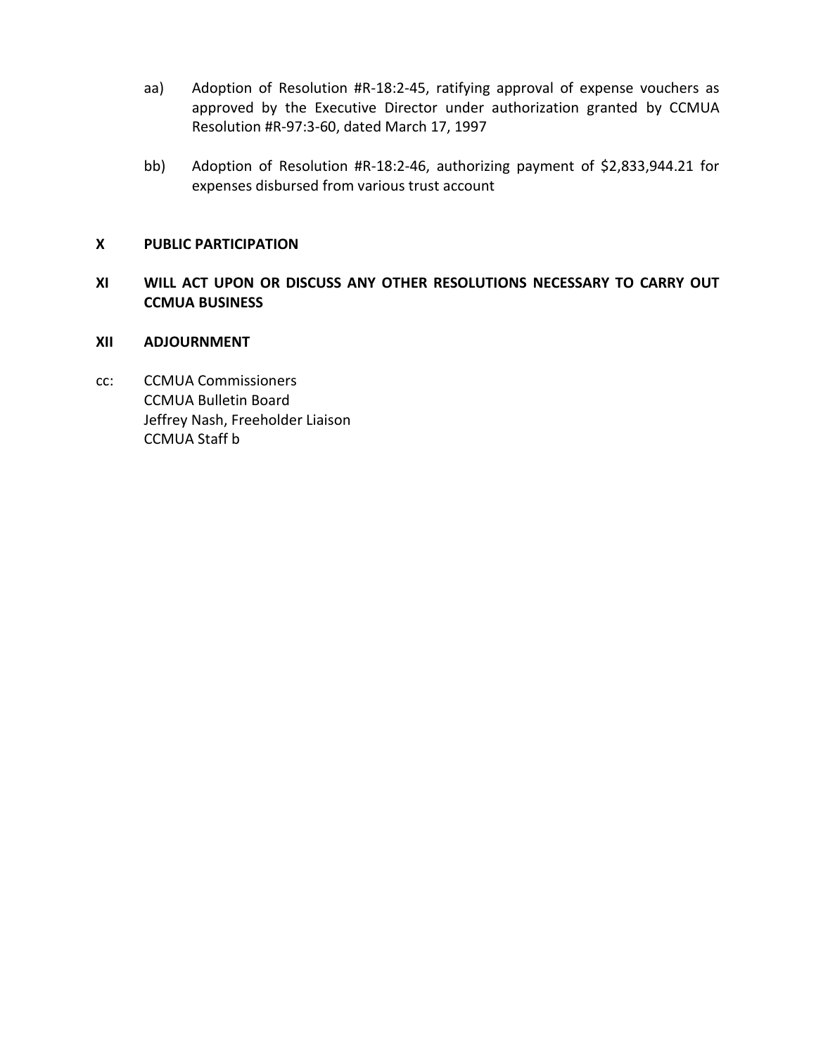aa) Adoption of Resolution #R-18:2-45, ratifying approval of expense vouchers as approved by the Executive Director under authorization granted by CCMUA Resolution #R-97:3-60, dated March 17, 1997

bb) Adoption of Resolution #R-18:2-46, authorizing payment of $2,833,944.21 for expenses disbursed from various trust account

**X PUBLIC PARTICIPATION**

**XI WILL ACT UPON OR DISCUSS ANY OTHER RESOLUTIONS NECESSARY TO CARRY OUT CCMUA BUSINESS**

**XII ADJOURNMENT**

cc: CCMUA Commissioners
CCMUA Bulletin Board
Jeffrey Nash, Freeholder Liaison
CCMUA Staff b